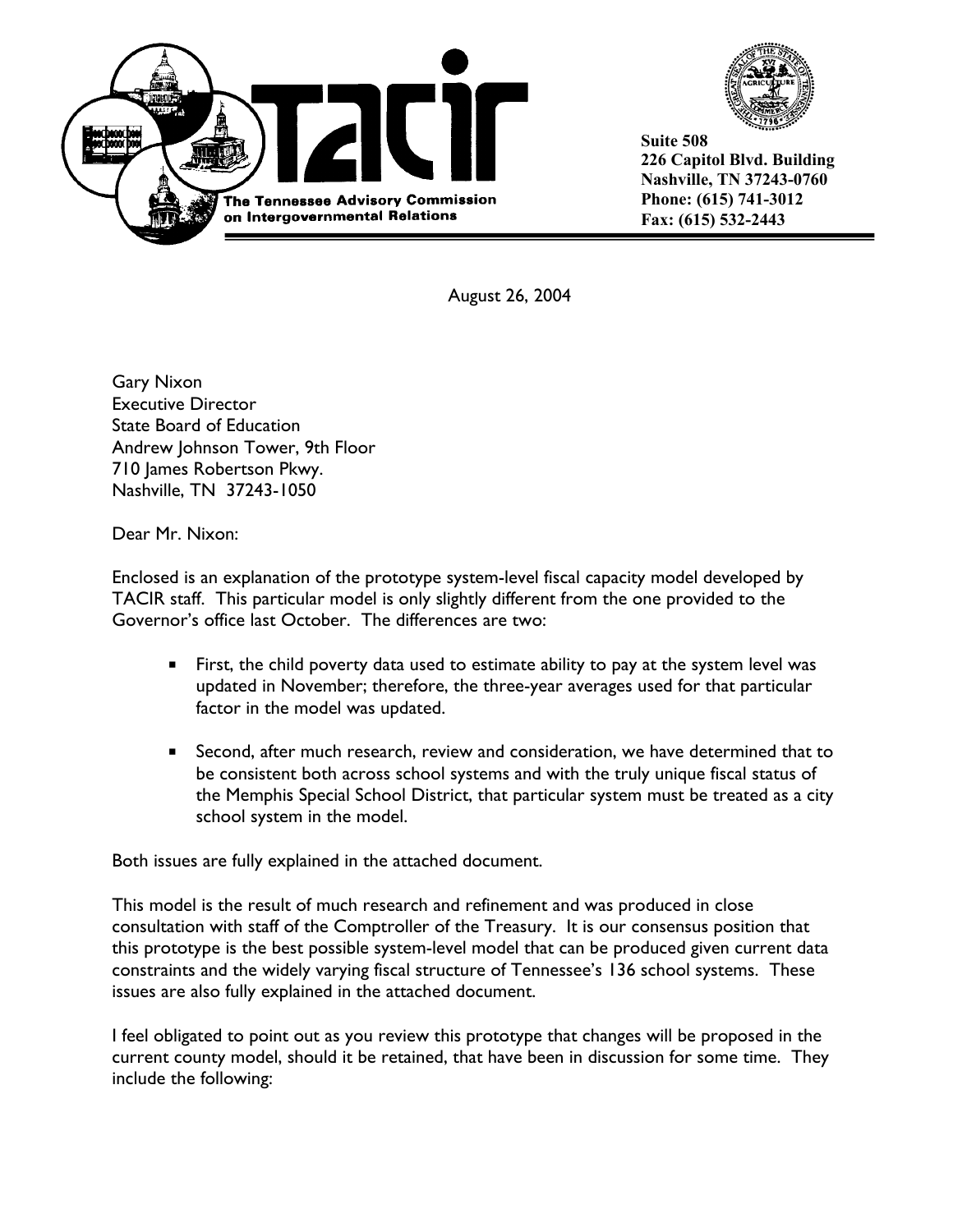**The Tennessee Advisory Commission on Intergovernmental Relations**

**Suite 508**
**226 Capitol Blvd. Building**
**Nashville, TN 37243-0760**
**Phone: (615) 741-3012**
**Fax: (615) 532-2443**

August 26, 2004

Gary Nixon
Executive Director
State Board of Education
Andrew Johnson Tower, 9th Floor
710 James Robertson Pkwy.
Nashville, TN 37243-1050

Dear Mr. Nixon:

Enclosed is an explanation of the prototype system-level fiscal capacity model developed by TACIR staff. This particular model is only slightly different from the one provided to the Governor's office last October. The differences are two:

- First, the child poverty data used to estimate ability to pay at the system level was updated in November; therefore, the three-year averages used for that particular factor in the model was updated.

- Second, after much research, review and consideration, we have determined that to be consistent both across school systems and with the truly unique fiscal status of the Memphis Special School District, that particular system must be treated as a city school system in the model.

Both issues are fully explained in the attached document.

This model is the result of much research and refinement and was produced in close consultation with staff of the Comptroller of the Treasury. It is our consensus position that this prototype is the best possible system-level model that can be produced given current data constraints and the widely varying fiscal structure of Tennessee's 136 school systems. These issues are also fully explained in the attached document.

I feel obligated to point out as you review this prototype that changes will be proposed in the current county model, should it be retained, that have been in discussion for some time. They include the following: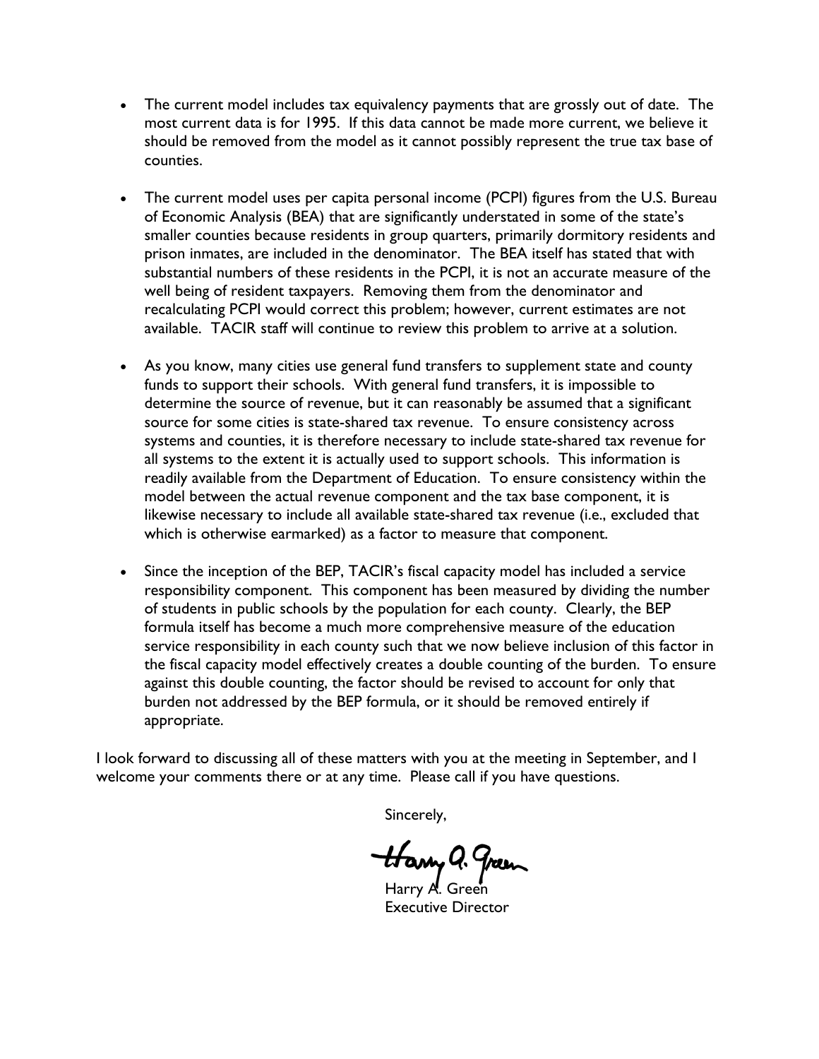- The current model includes tax equivalency payments that are grossly out of date. The most current data is for 1995. If this data cannot be made more current, we believe it should be removed from the model as it cannot possibly represent the true tax base of counties.

- The current model uses per capita personal income (PCPI) figures from the U.S. Bureau of Economic Analysis (BEA) that are significantly understated in some of the state's smaller counties because residents in group quarters, primarily dormitory residents and prison inmates, are included in the denominator. The BEA itself has stated that with substantial numbers of these residents in the PCPI, it is not an accurate measure of the well being of resident taxpayers. Removing them from the denominator and recalculating PCPI would correct this problem; however, current estimates are not available. TACIR staff will continue to review this problem to arrive at a solution.

- As you know, many cities use general fund transfers to supplement state and county funds to support their schools. With general fund transfers, it is impossible to determine the source of revenue, but it can reasonably be assumed that a significant source for some cities is state-shared tax revenue. To ensure consistency across systems and counties, it is therefore necessary to include state-shared tax revenue for all systems to the extent it is actually used to support schools. This information is readily available from the Department of Education. To ensure consistency within the model between the actual revenue component and the tax base component, it is likewise necessary to include all available state-shared tax revenue (i.e., excluded that which is otherwise earmarked) as a factor to measure that component.

- Since the inception of the BEP, TACIR's fiscal capacity model has included a service responsibility component. This component has been measured by dividing the number of students in public schools by the population for each county. Clearly, the BEP formula itself has become a much more comprehensive measure of the education service responsibility in each county such that we now believe inclusion of this factor in the fiscal capacity model effectively creates a double counting of the burden. To ensure against this double counting, the factor should be revised to account for only that burden not addressed by the BEP formula, or it should be removed entirely if appropriate.

I look forward to discussing all of these matters with you at the meeting in September, and I welcome your comments there or at any time. Please call if you have questions.

Sincerely,

Harry A. Green
Executive Director